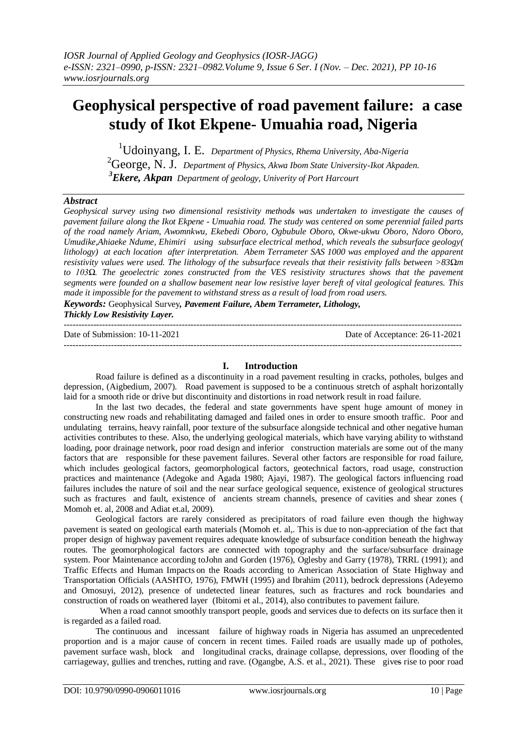# Geophysical perspective of road pavement failure: a case study of Ikot Ekpene- Umuahia road, Nigeria

[1]Udoinyang, I. E. *Department of Physics, Rhema University, Aba-Nigeria*

[2]George, N. J. *Department of Physics, Akwa Ibom State University-Ikot Akpaden.*

[3]**Ekere, Akpan** *Department of geology, Univerity of Port Harcourt*

### *Abstract*

*Geophysical survey using two dimensional resistivity methods was undertaken to investigate the causes of pavement failure along the Ikot Ekpene - Umuahia road. The study was centered on some perennial failed parts of the road namely Ariam, Awomnkwu, Ekebedi Oboro, Ogbubule Oboro, Okwe-ukwu Oboro, Ndoro Oboro, Umudike,Ahiaeke Ndume, Ehimiri using subsurface electrical method, which reveals the subsurface geology( lithology) at each location after interpretation. Abem Terrameter SAS 1000 was employed and the apparent resistivity values were used. The lithology of the subsurface reveals that their resistivity falls between >83Ωm to 103Ω. The geoelectric zones constructed from the VES resistivity structures shows that the pavement segments were founded on a shallow basement near low resistive layer bereft of vital geological features. This made it impossible for the pavement to withstand stress as a result of load from road users.*

***Keywords:*** Geophysical Survey*, **Pavement Failure, Abem Terrameter, Lithology, Thickly Low Resistivity Layer.***

---

Date of Submission: 10-11-2021 Date of Acceptance: 26-11-2021

---

## I. Introduction

Road failure is defined as a discontinuity in a road pavement resulting in cracks, potholes, bulges and depression, (Aigbedium, 2007). Road pavement is supposed to be a continuous stretch of asphalt horizontally laid for a smooth ride or drive but discontinuity and distortions in road network result in road failure.

In the last two decades, the federal and state governments have spent huge amount of money in constructing new roads and rehabilitating damaged and failed ones in order to ensure smooth traffic. Poor and undulating terrains, heavy rainfall, poor texture of the subsurface alongside technical and other negative human activities contributes to these. Also, the underlying geological materials, which have varying ability to withstand loading, poor drainage network, poor road design and inferior construction materials are some out of the many factors that are responsible for these pavement failures. Several other factors are responsible for road failure, which includes geological factors, geomorphological factors, geotechnical factors, road usage, construction practices and maintenance (Adegoke and Agada 1980; Ajayi, 1987). The geological factors influencing road failures includes the nature of soil and the near surface geological sequence, existence of geological structures such as fractures and fault, existence of ancients stream channels, presence of cavities and shear zones ( Momoh et. al, 2008 and Adiat et.al, 2009).

Geological factors are rarely considered as precipitators of road failure even though the highway pavement is seated on geological earth materials (Momoh et. al,. This is due to non-appreciation of the fact that proper design of highway pavement requires adequate knowledge of subsurface condition beneath the highway routes. The geomorphological factors are connected with topography and the surface/subsurface drainage system. Poor Maintenance according toJohn and Gorden (1976), Oglesby and Garry (1978), TRRL (1991); and Traffic Effects and Human Impacts on the Roads according to American Association of State Highway and Transportation Officials (AASHTO, 1976), FMWH (1995) and Ibrahim (2011), bedrock depressions (Adeyemo and Omosuyi, 2012), presence of undetected linear features, such as fractures and rock boundaries and construction of roads on weathered layer (Ibitomi et al., 2014), also contributes to pavement failure.

When a road cannot smoothly transport people, goods and services due to defects on its surface then it is regarded as a failed road.

The continuous and incessant failure of highway roads in Nigeria has assumed an unprecedented proportion and is a major cause of concern in recent times. Failed roads are usually made up of potholes, pavement surface wash, block and longitudinal cracks, drainage collapse, depressions, over flooding of the carriageway, gullies and trenches, rutting and rave. (Ogangbe, A.S. et al., 2021). These gives rise to poor road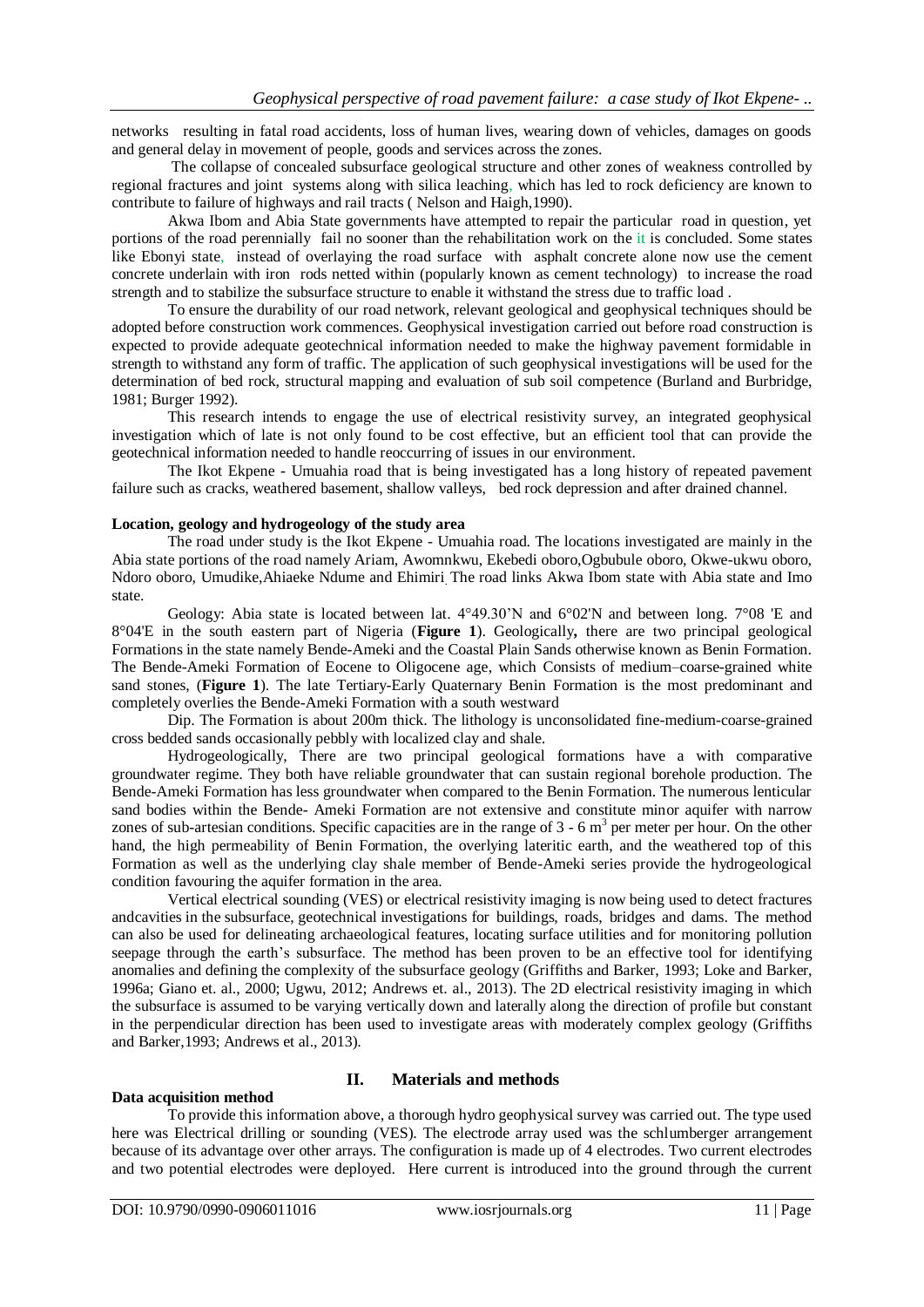networks resulting in fatal road accidents, loss of human lives, wearing down of vehicles, damages on goods and general delay in movement of people, goods and services across the zones.

The collapse of concealed subsurface geological structure and other zones of weakness controlled by regional fractures and joint systems along with silica leaching, which has led to rock deficiency are known to contribute to failure of highways and rail tracts ( Nelson and Haigh,1990).

Akwa Ibom and Abia State governments have attempted to repair the particular road in question, yet portions of the road perennially fail no sooner than the rehabilitation work on the it is concluded. Some states like Ebonyi state, instead of overlaying the road surface with asphalt concrete alone now use the cement concrete underlain with iron rods netted within (popularly known as cement technology) to increase the road strength and to stabilize the subsurface structure to enable it withstand the stress due to traffic load .

To ensure the durability of our road network, relevant geological and geophysical techniques should be adopted before construction work commences. Geophysical investigation carried out before road construction is expected to provide adequate geotechnical information needed to make the highway pavement formidable in strength to withstand any form of traffic. The application of such geophysical investigations will be used for the determination of bed rock, structural mapping and evaluation of sub soil competence (Burland and Burbridge, 1981; Burger 1992).

This research intends to engage the use of electrical resistivity survey, an integrated geophysical investigation which of late is not only found to be cost effective, but an efficient tool that can provide the geotechnical information needed to handle reoccurring of issues in our environment.

The Ikot Ekpene - Umuahia road that is being investigated has a long history of repeated pavement failure such as cracks, weathered basement, shallow valleys, bed rock depression and after drained channel.

**Location, geology and hydrogeology of the study area**

The road under study is the Ikot Ekpene - Umuahia road. The locations investigated are mainly in the Abia state portions of the road namely Ariam, Awomnkwu, Ekebedi oboro,Ogbubule oboro, Okwe-ukwu oboro, Ndoro oboro, Umudike,Ahiaeke Ndume and Ehimiri. The road links Akwa Ibom state with Abia state and Imo state.

Geology: Abia state is located between lat. 4°49.30'N and 6°02'N and between long. 7°08 'E and 8°04'E in the south eastern part of Nigeria (**Figure 1**). Geologically**,** there are two principal geological Formations in the state namely Bende-Ameki and the Coastal Plain Sands otherwise known as Benin Formation. The Bende-Ameki Formation of Eocene to Oligocene age, which Consists of medium–coarse-grained white sand stones, (**Figure 1**). The late Tertiary-Early Quaternary Benin Formation is the most predominant and completely overlies the Bende-Ameki Formation with a south westward

Dip. The Formation is about 200m thick. The lithology is unconsolidated fine-medium-coarse-grained cross bedded sands occasionally pebbly with localized clay and shale.

Hydrogeologically, There are two principal geological formations have a with comparative groundwater regime. They both have reliable groundwater that can sustain regional borehole production. The Bende-Ameki Formation has less groundwater when compared to the Benin Formation. The numerous lenticular sand bodies within the Bende- Ameki Formation are not extensive and constitute minor aquifer with narrow zones of sub-artesian conditions. Specific capacities are in the range of 3 - 6 $m^3$ per meter per hour. On the other hand, the high permeability of Benin Formation, the overlying lateritic earth, and the weathered top of this Formation as well as the underlying clay shale member of Bende-Ameki series provide the hydrogeological condition favouring the aquifer formation in the area.

Vertical electrical sounding (VES) or electrical resistivity imaging is now being used to detect fractures andcavities in the subsurface, geotechnical investigations for buildings, roads, bridges and dams. The method can also be used for delineating archaeological features, locating surface utilities and for monitoring pollution seepage through the earth's subsurface. The method has been proven to be an effective tool for identifying anomalies and defining the complexity of the subsurface geology (Griffiths and Barker, 1993; Loke and Barker, 1996a; Giano et. al., 2000; Ugwu, 2012; Andrews et. al., 2013). The 2D electrical resistivity imaging in which the subsurface is assumed to be varying vertically down and laterally along the direction of profile but constant in the perpendicular direction has been used to investigate areas with moderately complex geology (Griffiths and Barker,1993; Andrews et al., 2013).

## II. Materials and methods

**Data acquisition method**

To provide this information above, a thorough hydro geophysical survey was carried out. The type used here was Electrical drilling or sounding (VES). The electrode array used was the schlumberger arrangement because of its advantage over other arrays. The configuration is made up of 4 electrodes. Two current electrodes and two potential electrodes were deployed. Here current is introduced into the ground through the current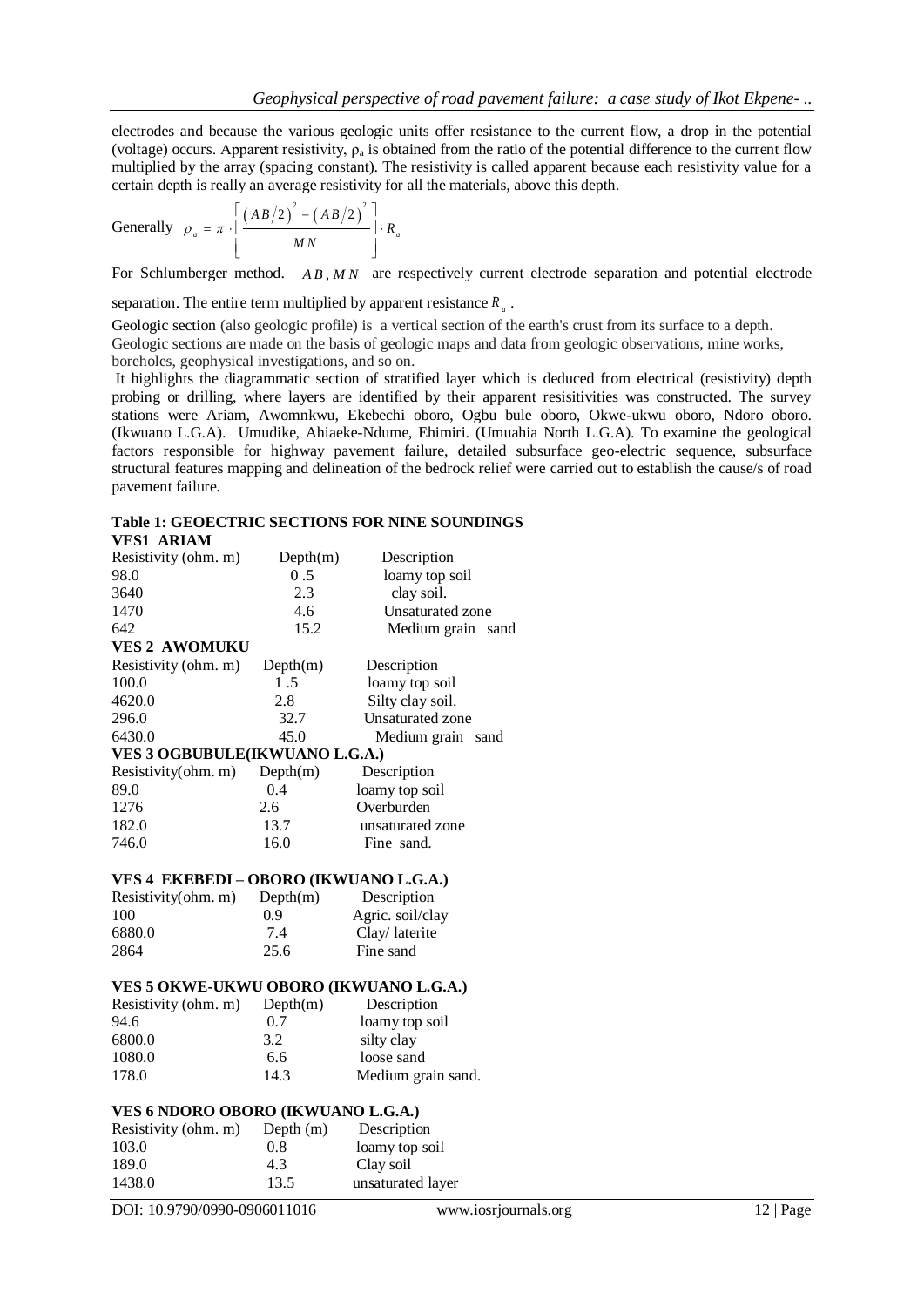electrodes and because the various geologic units offer resistance to the current flow, a drop in the potential (voltage) occurs. Apparent resistivity, $\rho_a$ is obtained from the ratio of the potential difference to the current flow multiplied by the array (spacing constant). The resistivity is called apparent because each resistivity value for a certain depth is really an average resistivity for all the materials, above this depth.

Generally $\rho_a = \pi \cdot \left[ \frac{(AB/2)^2 - (AB/2)^2}{MN} \right] \cdot R_a$

For Schlumberger method. $AB$, $MN$ are respectively current electrode separation and potential electrode separation. The entire term multiplied by apparent resistance $R_a$.

Geologic section (also geologic profile) is a vertical section of the earth's crust from its surface to a depth. Geologic sections are made on the basis of geologic maps and data from geologic observations, mine works, boreholes, geophysical investigations, and so on.

It highlights the diagrammatic section of stratified layer which is deduced from electrical (resistivity) depth probing or drilling, where layers are identified by their apparent resisitivities was constructed. The survey stations were Ariam, Awomnkwu, Ekebechi oboro, Ogbu bule oboro, Okwe-ukwu oboro, Ndoro oboro. (Ikwuano L.G.A). Umudike, Ahiaeke-Ndume, Ehimiri. (Umuahia North L.G.A). To examine the geological factors responsible for highway pavement failure, detailed subsurface geo-electric sequence, subsurface structural features mapping and delineation of the bedrock relief were carried out to establish the cause/s of road pavement failure.

**Table 1: GEOECTRIC SECTIONS FOR NINE SOUNDINGS**

**VES1 ARIAM**

| Resistivity (ohm. m) | Depth(m) | Description |
|---|---|---|
| 98.0 | 0 .5 | loamy top soil |
| 3640 | 2.3 | clay soil. |
| 1470 | 4.6 | Unsaturated zone |
| 642 | 15.2 | Medium grain sand |

**VES 2 AWOMUKU**

| Resistivity (ohm. m) | Depth(m) | Description |
|---|---|---|
| 100.0 | 1 .5 | loamy top soil |
| 4620.0 | 2.8 | Silty clay soil. |
| 296.0 | 32.7 | Unsaturated zone |
| 6430.0 | 45.0 | Medium grain sand |

**VES 3 OGBUBULE(IKWUANO L.G.A.)**

| Resistivity(ohm. m) | Depth(m) | Description |
|---|---|---|
| 89.0 | 0.4 | loamy top soil |
| 1276 | 2.6 | Overburden |
| 182.0 | 13.7 | unsaturated zone |
| 746.0 | 16.0 | Fine sand. |

**VES 4 EKEBEDI – OBORO (IKWUANO L.G.A.)**

| Resistivity(ohm. m) | Depth(m) | Description |
|---|---|---|
| 100 | 0.9 | Agric. soil/clay |
| 6880.0 | 7.4 | Clay/ laterite |
| 2864 | 25.6 | Fine sand |

**VES 5 OKWE-UKWU OBORO (IKWUANO L.G.A.)**

| Resistivity (ohm. m) | Depth(m) | Description |
|---|---|---|
| 94.6 | 0.7 | loamy top soil |
| 6800.0 | 3.2 | silty clay |
| 1080.0 | 6.6 | loose sand |
| 178.0 | 14.3 | Medium grain sand. |

**VES 6 NDORO OBORO (IKWUANO L.G.A.)**

| Resistivity (ohm. m) | Depth (m) | Description |
|---|---|---|
| 103.0 | 0.8 | loamy top soil |
| 189.0 | 4.3 | Clay soil |
| 1438.0 | 13.5 | unsaturated layer |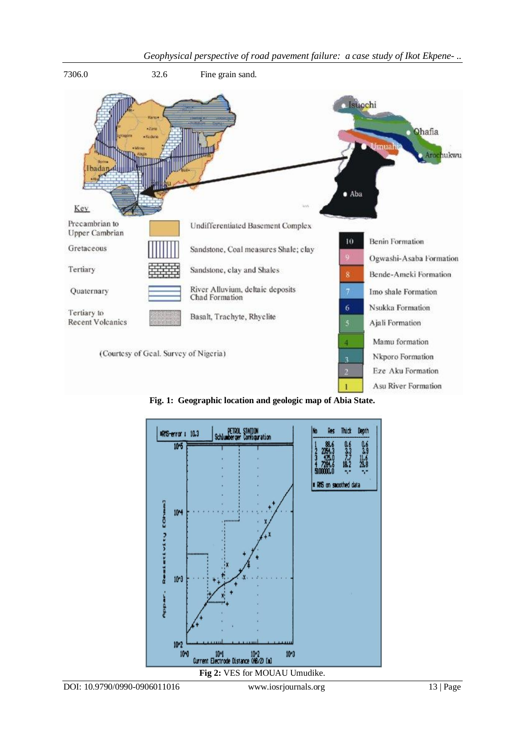| 7306.0 | 32.6 | Fine grain sand. |
|---|---|---|

Fig. 1: Geographic location and geologic map of Abia State.

Fig 2: VES for MOUAU Umudike.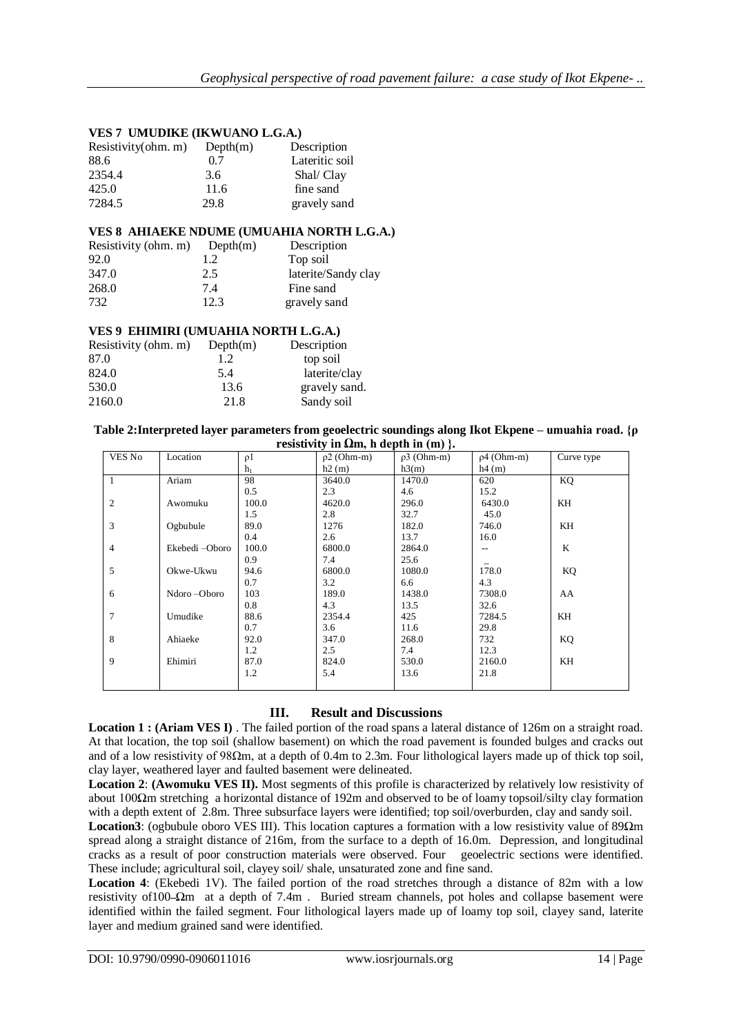### VES 7 UMUDIKE (IKWUANO L.G.A.)

| Resistivity(ohm. m) | Depth(m) | Description |
|---|---|---|
| 88.6 | 0.7 | Lateritic soil |
| 2354.4 | 3.6 | Shal/ Clay |
| 425.0 | 11.6 | fine sand |
| 7284.5 | 29.8 | gravely sand |

### VES 8 AHIAEKE NDUME (UMUAHIA NORTH L.G.A.)

| Resistivity (ohm. m) | Depth(m) | Description |
|---|---|---|
| 92.0 | 1.2 | Top soil |
| 347.0 | 2.5 | laterite/Sandy clay |
| 268.0 | 7.4 | Fine sand |
| 732 | 12.3 | gravely sand |

### VES 9 EHIMIRI (UMUAHIA NORTH L.G.A.)

| Resistivity (ohm. m) | Depth(m) | Description |
|---|---|---|
| 87.0 | 1.2 | top soil |
| 824.0 | 5.4 | laterite/clay |
| 530.0 | 13.6 | gravely sand. |
| 2160.0 | 21.8 | Sandy soil |

**Table 2:Interpreted layer parameters from geoelectric soundings along Ikot Ekpene – umuahia road. {ρ resistivity in Ωm, h depth in (m) }.**

| VES No | Location | ρ1<br>$h_1$ | ρ2 (Ohm-m)<br>h2 (m) | ρ3 (Ohm-m)<br>h3(m) | ρ4 (Ohm-m)<br>h4 (m) | Curve type |
|---|---|---|---|---|---|---|
| 1 | Ariam | 98<br>0.5 | 3640.0<br>2.3 | 1470.0<br>4.6 | 620<br>15.2 | KQ |
| 2 | Awomuku | 100.0<br>1.5 | 4620.0<br>2.8 | 296.0<br>32.7 | 6430.0<br>45.0 | KH |
| 3 | Ogbubule | 89.0<br>0.4 | 1276<br>2.6 | 182.0<br>13.7 | 746.0<br>16.0 | KH |
| 4 | Ekebedi –Oboro | 100.0<br>0.9 | 6800.0<br>7.4 | 2864.0<br>25.6 | --<br>_ | K |
| 5 | Okwe-Ukwu | 94.6<br>0.7 | 6800.0<br>3.2 | 1080.0<br>6.6 | 178.0<br>4.3 | KQ |
| 6 | Ndoro –Oboro | 103<br>0.8 | 189.0<br>4.3 | 1438.0<br>13.5 | 7308.0<br>32.6 | AA |
| 7 | Umudike | 88.6<br>0.7 | 2354.4<br>3.6 | 425<br>11.6 | 7284.5<br>29.8 | KH |
| 8 | Ahiaeke | 92.0<br>1.2 | 347.0<br>2.5 | 268.0<br>7.4 | 732<br>12.3 | KQ |
| 9 | Ehimiri | 87.0<br>1.2 | 824.0<br>5.4 | 530.0<br>13.6 | 2160.0<br>21.8 | KH |

## III. Result and Discussions

**Location 1 : (Ariam VES I)** . The failed portion of the road spans a lateral distance of 126m on a straight road. At that location, the top soil (shallow basement) on which the road pavement is founded bulges and cracks out and of a low resistivity of 98Ωm, at a depth of 0.4m to 2.3m. Four lithological layers made up of thick top soil, clay layer, weathered layer and faulted basement were delineated.

**Location 2**: **(Awomuku VES II).** Most segments of this profile is characterized by relatively low resistivity of about 100Ωm stretching a horizontal distance of 192m and observed to be of loamy topsoil/silty clay formation with a depth extent of 2.8m. Three subsurface layers were identified; top soil/overburden, clay and sandy soil.

**Location3**: (ogbubule oboro VES III). This location captures a formation with a low resistivity value of 89Ωm spread along a straight distance of 216m, from the surface to a depth of 16.0m. Depression, and longitudinal cracks as a result of poor construction materials were observed. Four geoelectric sections were identified. These include; agricultural soil, clayey soil/ shale, unsaturated zone and fine sand.

**Location 4**: (Ekebedi 1V). The failed portion of the road stretches through a distance of 82m with a low resistivity of100 Ωm at a depth of 7.4m . Buried stream channels, pot holes and collapse basement were identified within the failed segment. Four lithological layers made up of loamy top soil, clayey sand, laterite layer and medium grained sand were identified.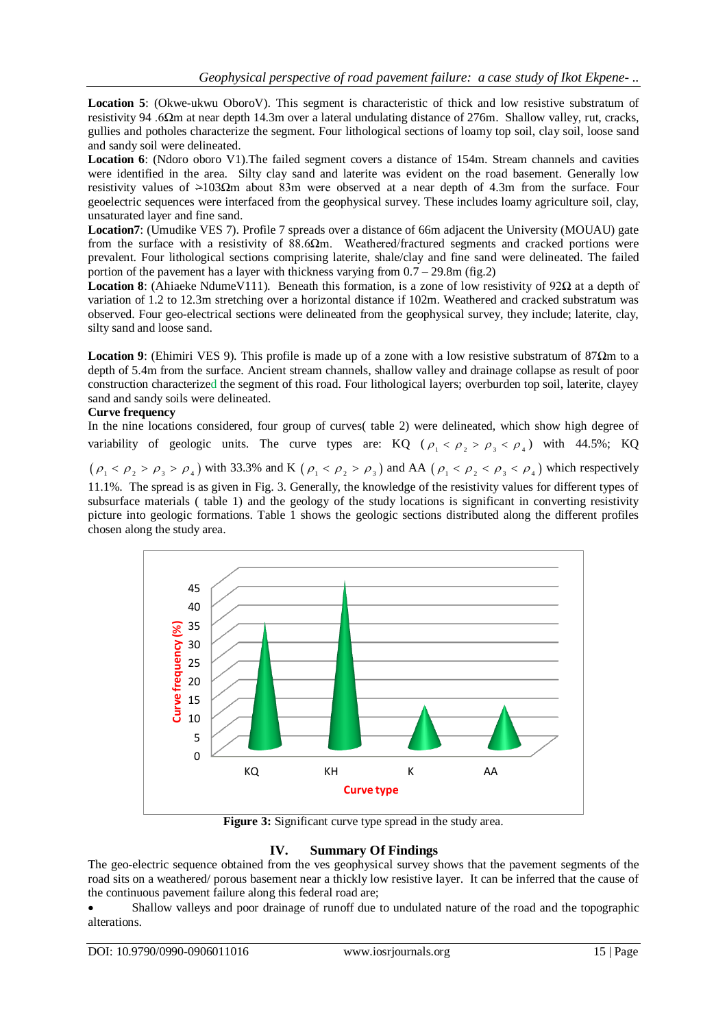**Location 5**: (Okwe-ukwu OboroV). This segment is characteristic of thick and low resistive substratum of resistivity 94 .6Ωm at near depth 14.3m over a lateral undulating distance of 276m. Shallow valley, rut, cracks, gullies and potholes characterize the segment. Four lithological sections of loamy top soil, clay soil, loose sand and sandy soil were delineated.

**Location 6**: (Ndoro oboro V1).The failed segment covers a distance of 154m. Stream channels and cavities were identified in the area. Silty clay sand and laterite was evident on the road basement. Generally low resistivity values of ≥103Ωm about 83m were observed at a near depth of 4.3m from the surface. Four geoelectric sequences were interfaced from the geophysical survey. These includes loamy agriculture soil, clay, unsaturated layer and fine sand.

**Location7**: (Umudike VES 7). Profile 7 spreads over a distance of 66m adjacent the University (MOUAU) gate from the surface with a resistivity of 88.6Ωm. Weathered/fractured segments and cracked portions were prevalent. Four lithological sections comprising laterite, shale/clay and fine sand were delineated. The failed portion of the pavement has a layer with thickness varying from 0.7 – 29.8m (fig.2)

**Location 8**: (Ahiaeke NdumeV111). Beneath this formation, is a zone of low resistivity of 92Ω at a depth of variation of 1.2 to 12.3m stretching over a horizontal distance if 102m. Weathered and cracked substratum was observed. Four geo-electrical sections were delineated from the geophysical survey, they include; laterite, clay, silty sand and loose sand.

**Location 9**: (Ehimiri VES 9). This profile is made up of a zone with a low resistive substratum of 87Ωm to a depth of 5.4m from the surface. Ancient stream channels, shallow valley and drainage collapse as result of poor construction characterized the segment of this road. Four lithological layers; overburden top soil, laterite, clayey sand and sandy soils were delineated.

**Curve frequency**

In the nine locations considered, four group of curves( table 2) were delineated, which show high degree of variability of geologic units. The curve types are: KQ ($\rho_1 < \rho_2 > \rho_3 < \rho_4$) with 44.5%; KQ ($\rho_1 < \rho_2 > \rho_3 > \rho_4$) with 33.3% and K ($\rho_1 < \rho_2 > \rho_3$) and AA ($\rho_1 < \rho_2 < \rho_3 < \rho_4$) which respectively 11.1%. The spread is as given in Fig. 3. Generally, the knowledge of the resistivity values for different types of subsurface materials ( table 1) and the geology of the study locations is significant in converting resistivity picture into geologic formations. Table 1 shows the geologic sections distributed along the different profiles chosen along the study area.

**Figure 3:** Significant curve type spread in the study area.

## IV. Summary Of Findings

The geo-electric sequence obtained from the ves geophysical survey shows that the pavement segments of the road sits on a weathered/ porous basement near a thickly low resistive layer. It can be inferred that the cause of the continuous pavement failure along this federal road are;

- Shallow valleys and poor drainage of runoff due to undulated nature of the road and the topographic alterations.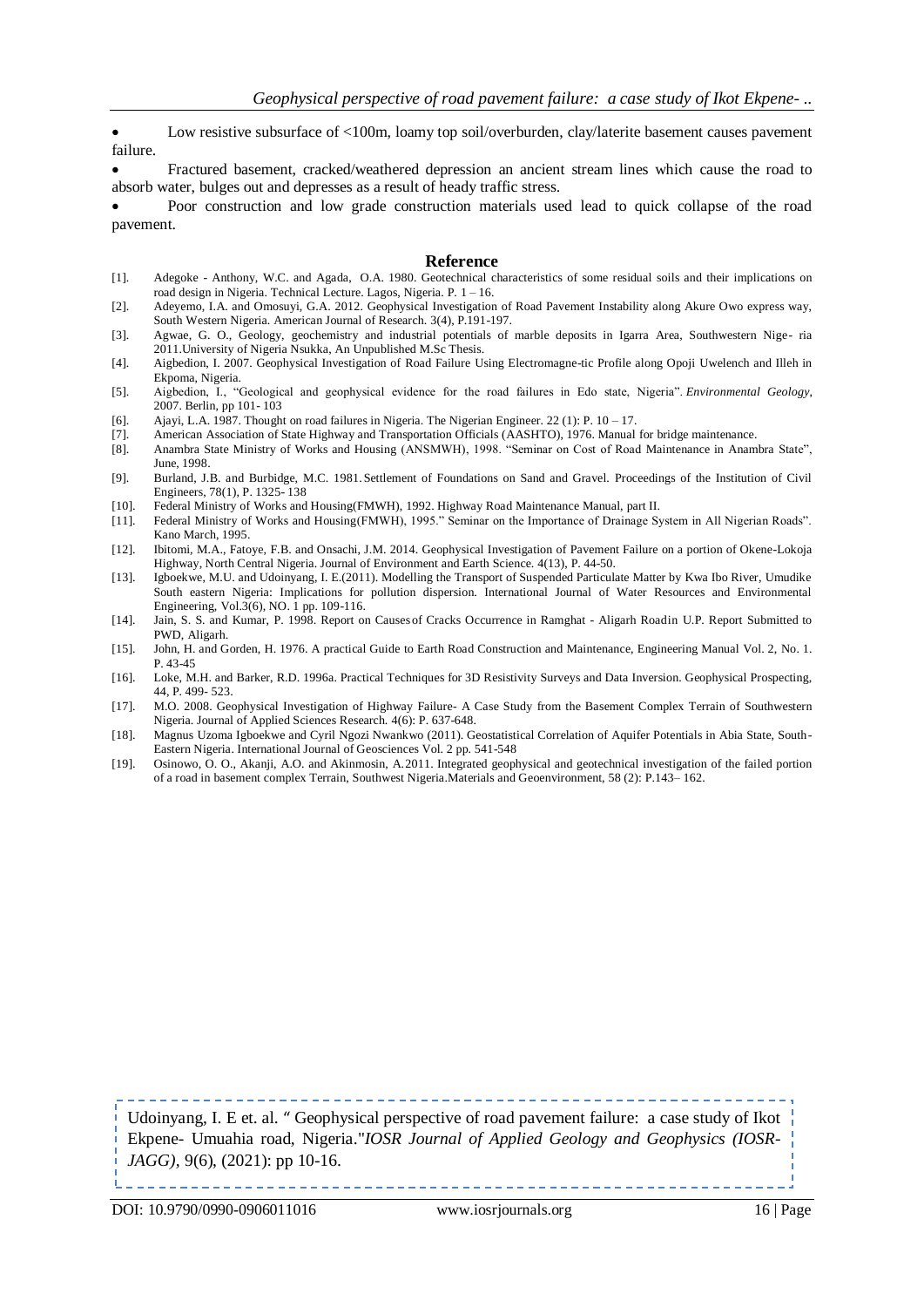- Low resistive subsurface of <100m, loamy top soil/overburden, clay/laterite basement causes pavement failure.
- Fractured basement, cracked/weathered depression an ancient stream lines which cause the road to absorb water, bulges out and depresses as a result of heady traffic stress.
- Poor construction and low grade construction materials used lead to quick collapse of the road pavement.

## Reference

[1]. Adegoke - Anthony, W.C. and Agada, O.A. 1980. Geotechnical characteristics of some residual soils and their implications on road design in Nigeria. Technical Lecture. Lagos, Nigeria. P. 1 – 16.

[2]. Adeyemo, I.A. and Omosuyi, G.A. 2012. Geophysical Investigation of Road Pavement Instability along Akure Owo express way, South Western Nigeria. American Journal of Research. 3(4), P.191-197.

[3]. Agwae, G. O., Geology, geochemistry and industrial potentials of marble deposits in Igarra Area, Southwestern Nige- ria 2011.University of Nigeria Nsukka, An Unpublished M.Sc Thesis.

[4]. Aigbedion, I. 2007. Geophysical Investigation of Road Failure Using Electromagne-tic Profile along Opoji Uwelench and Illeh in Ekpoma, Nigeria.

[5]. Aigbedion, I., "Geological and geophysical evidence for the road failures in Edo state, Nigeria". *Environmental Geology*, 2007. Berlin, pp 101- 103

[6]. Ajayi, L.A. 1987. Thought on road failures in Nigeria. The Nigerian Engineer. 22 (1): P. 10 – 17.

[7]. American Association of State Highway and Transportation Officials (AASHTO), 1976. Manual for bridge maintenance.

[8]. Anambra State Ministry of Works and Housing (ANSMWH), 1998. "Seminar on Cost of Road Maintenance in Anambra State", June, 1998.

[9]. Burland, J.B. and Burbidge, M.C. 1981. Settlement of Foundations on Sand and Gravel. Proceedings of the Institution of Civil Engineers, 78(1), P. 1325- 138

[10]. Federal Ministry of Works and Housing(FMWH), 1992. Highway Road Maintenance Manual, part II.

[11]. Federal Ministry of Works and Housing(FMWH), 1995." Seminar on the Importance of Drainage System in All Nigerian Roads". Kano March, 1995.

[12]. Ibitomi, M.A., Fatoye, F.B. and Onsachi, J.M. 2014. Geophysical Investigation of Pavement Failure on a portion of Okene-Lokoja Highway, North Central Nigeria. Journal of Environment and Earth Science. 4(13), P. 44-50.

[13]. Igboekwe, M.U. and Udoinyang, I. E.(2011). Modelling the Transport of Suspended Particulate Matter by Kwa Ibo River, Umudike South eastern Nigeria: Implications for pollution dispersion. International Journal of Water Resources and Environmental Engineering, Vol.3(6), NO. 1 pp. 109-116.

[14]. Jain, S. S. and Kumar, P. 1998. Report on Causes of Cracks Occurrence in Ramghat - Aligarh Roadin U.P. Report Submitted to PWD, Aligarh.

[15]. John, H. and Gorden, H. 1976. A practical Guide to Earth Road Construction and Maintenance, Engineering Manual Vol. 2, No. 1. P. 43-45

[16]. Loke, M.H. and Barker, R.D. 1996a. Practical Techniques for 3D Resistivity Surveys and Data Inversion. Geophysical Prospecting, 44, P. 499- 523.

[17]. M.O. 2008. Geophysical Investigation of Highway Failure- A Case Study from the Basement Complex Terrain of Southwestern Nigeria. Journal of Applied Sciences Research. 4(6): P. 637-648.

[18]. Magnus Uzoma Igboekwe and Cyril Ngozi Nwankwo (2011). Geostatistical Correlation of Aquifer Potentials in Abia State, South-Eastern Nigeria. International Journal of Geosciences Vol. 2 pp. 541-548

[19]. Osinowo, O. O., Akanji, A.O. and Akinmosin, A.2011. Integrated geophysical and geotechnical investigation of the failed portion of a road in basement complex Terrain, Southwest Nigeria.Materials and Geoenvironment, 58 (2): P.143– 162.

Udoinyang, I. E et. al. " Geophysical perspective of road pavement failure: a case study of Ikot Ekpene- Umuahia road, Nigeria."*IOSR Journal of Applied Geology and Geophysics (IOSR-JAGG)*, 9(6), (2021): pp 10-16.